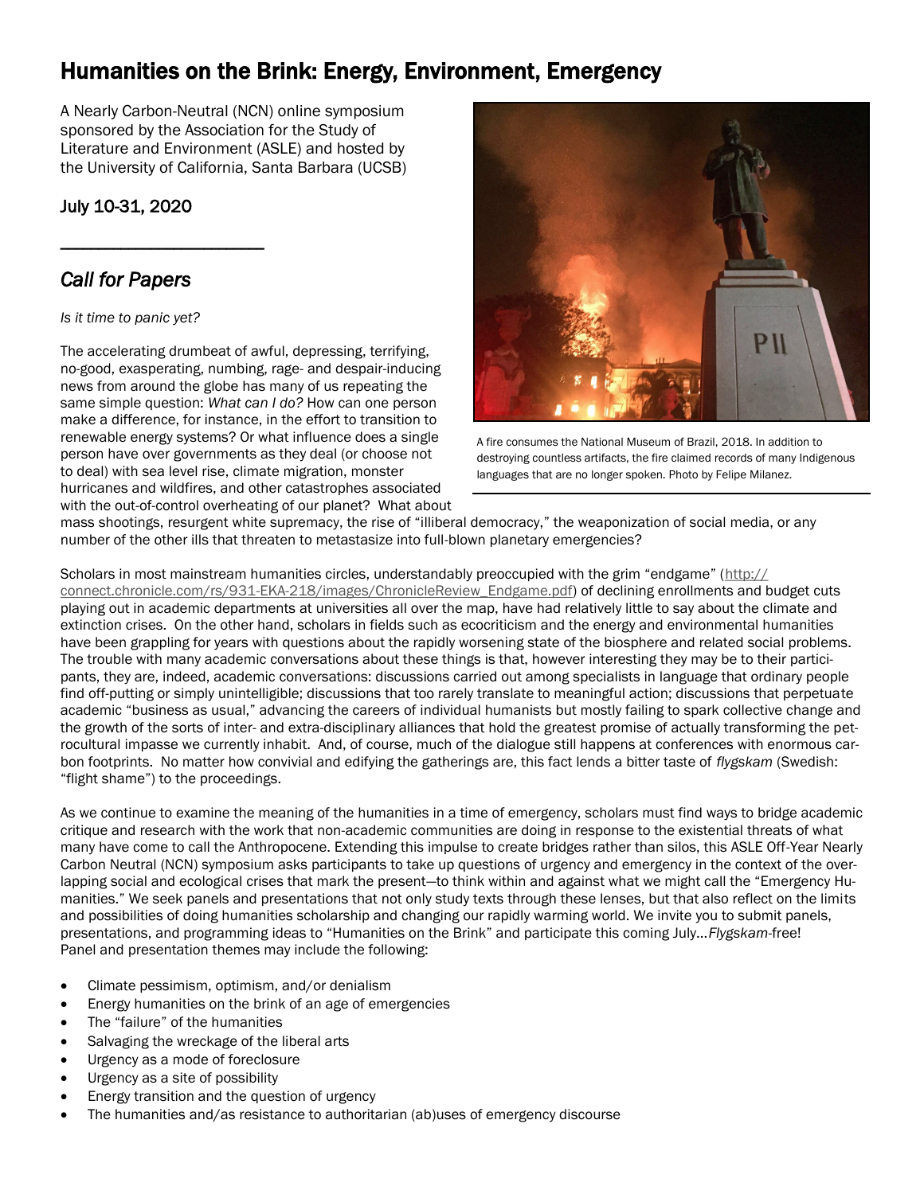# Humanities on the Brink: Energy, Environment, Emergency

A Nearly Carbon-Neutral (NCN) online symposium sponsored by the Association for the Study of Literature and Environment (ASLE) and hosted by the University of California, Santa Barbara (UCSB)

July 10-31, 2020

---

## *Call for Papers*

*Is it time to panic yet?*

The accelerating drumbeat of awful, depressing, terrifying, no-good, exasperating, numbing, rage- and despair-inducing news from around the globe has many of us repeating the same simple question: *What can I do?* How can one person make a difference, for instance, in the effort to transition to renewable energy systems? Or what influence does a single person have over governments as they deal (or choose not to deal) with sea level rise, climate migration, monster hurricanes and wildfires, and other catastrophes associated with the out-of-control overheating of our planet? What about mass shootings, resurgent white supremacy, the rise of "illiberal democracy," the weaponization of social media, or any number of the other ills that threaten to metastasize into full-blown planetary emergencies?

A fire consumes the National Museum of Brazil, 2018. In addition to destroying countless artifacts, the fire claimed records of many Indigenous languages that are no longer spoken. Photo by Felipe Milanez.

Scholars in most mainstream humanities circles, understandably preoccupied with the grim "endgame" (http://connect.chronicle.com/rs/931-EKA-218/images/ChronicleReview_Endgame.pdf) of declining enrollments and budget cuts playing out in academic departments at universities all over the map, have had relatively little to say about the climate and extinction crises. On the other hand, scholars in fields such as ecocriticism and the energy and environmental humanities have been grappling for years with questions about the rapidly worsening state of the biosphere and related social problems. The trouble with many academic conversations about these things is that, however interesting they may be to their participants, they are, indeed, academic conversations: discussions carried out among specialists in language that ordinary people find off-putting or simply unintelligible; discussions that too rarely translate to meaningful action; discussions that perpetuate academic "business as usual," advancing the careers of individual humanists but mostly failing to spark collective change and the growth of the sorts of inter- and extra-disciplinary alliances that hold the greatest promise of actually transforming the petrocultural impasse we currently inhabit. And, of course, much of the dialogue still happens at conferences with enormous carbon footprints. No matter how convivial and edifying the gatherings are, this fact lends a bitter taste of *flygskam* (Swedish: "flight shame") to the proceedings.

As we continue to examine the meaning of the humanities in a time of emergency, scholars must find ways to bridge academic critique and research with the work that non-academic communities are doing in response to the existential threats of what many have come to call the Anthropocene. Extending this impulse to create bridges rather than silos, this ASLE Off-Year Nearly Carbon Neutral (NCN) symposium asks participants to take up questions of urgency and emergency in the context of the overlapping social and ecological crises that mark the present—to think within and against what we might call the "Emergency Humanities." We seek panels and presentations that not only study texts through these lenses, but that also reflect on the limits and possibilities of doing humanities scholarship and changing our rapidly warming world. We invite you to submit panels, presentations, and programming ideas to "Humanities on the Brink" and participate this coming July…*Flygskam*-free! Panel and presentation themes may include the following:

- Climate pessimism, optimism, and/or denialism
- Energy humanities on the brink of an age of emergencies
- The "failure" of the humanities
- Salvaging the wreckage of the liberal arts
- Urgency as a mode of foreclosure
- Urgency as a site of possibility
- Energy transition and the question of urgency
- The humanities and/as resistance to authoritarian (ab)uses of emergency discourse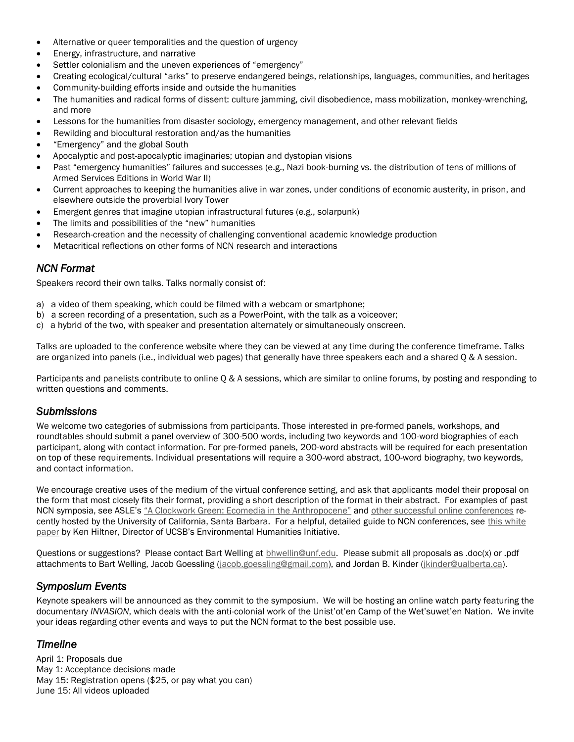- Alternative or queer temporalities and the question of urgency
- Energy, infrastructure, and narrative
- Settler colonialism and the uneven experiences of "emergency"
- Creating ecological/cultural "arks" to preserve endangered beings, relationships, languages, communities, and heritages
- Community-building efforts inside and outside the humanities
- The humanities and radical forms of dissent: culture jamming, civil disobedience, mass mobilization, monkey-wrenching, and more
- Lessons for the humanities from disaster sociology, emergency management, and other relevant fields
- Rewilding and biocultural restoration and/as the humanities
- "Emergency" and the global South
- Apocalyptic and post-apocalyptic imaginaries; utopian and dystopian visions
- Past "emergency humanities" failures and successes (e.g., Nazi book-burning vs. the distribution of tens of millions of Armed Services Editions in World War II)
- Current approaches to keeping the humanities alive in war zones, under conditions of economic austerity, in prison, and elsewhere outside the proverbial Ivory Tower
- Emergent genres that imagine utopian infrastructural futures (e.g., solarpunk)
- The limits and possibilities of the "new" humanities
- Research-creation and the necessity of challenging conventional academic knowledge production
- Metacritical reflections on other forms of NCN research and interactions

## *NCN Format*

Speakers record their own talks. Talks normally consist of:

a) a video of them speaking, which could be filmed with a webcam or smartphone;
b) a screen recording of a presentation, such as a PowerPoint, with the talk as a voiceover;
c) a hybrid of the two, with speaker and presentation alternately or simultaneously onscreen.

Talks are uploaded to the conference website where they can be viewed at any time during the conference timeframe. Talks are organized into panels (i.e., individual web pages) that generally have three speakers each and a shared Q & A session.

Participants and panelists contribute to online Q & A sessions, which are similar to online forums, by posting and responding to written questions and comments.

## *Submissions*

We welcome two categories of submissions from participants. Those interested in pre-formed panels, workshops, and roundtables should submit a panel overview of 300-500 words, including two keywords and 100-word biographies of each participant, along with contact information. For pre-formed panels, 200-word abstracts will be required for each presentation on top of these requirements. Individual presentations will require a 300-word abstract, 100-word biography, two keywords, and contact information.

We encourage creative uses of the medium of the virtual conference setting, and ask that applicants model their proposal on the form that most closely fits their format, providing a short description of the format in their abstract. For examples of past NCN symposia, see ASLE's "A Clockwork Green: Ecomedia in the Anthropocene" and other successful online conferences recently hosted by the University of California, Santa Barbara. For a helpful, detailed guide to NCN conferences, see this white paper by Ken Hiltner, Director of UCSB's Environmental Humanities Initiative.

Questions or suggestions? Please contact Bart Welling at bhwellin@unf.edu. Please submit all proposals as .doc(x) or .pdf attachments to Bart Welling, Jacob Goessling (jacob.goessling@gmail.com), and Jordan B. Kinder (jkinder@ualberta.ca).

## *Symposium Events*

Keynote speakers will be announced as they commit to the symposium. We will be hosting an online watch party featuring the documentary *INVASION*, which deals with the anti-colonial work of the Unist'ot'en Camp of the Wet'suwet'en Nation. We invite your ideas regarding other events and ways to put the NCN format to the best possible use.

## *Timeline*

April 1: Proposals due
May 1: Acceptance decisions made
May 15: Registration opens ($25, or pay what you can)
June 15: All videos uploaded